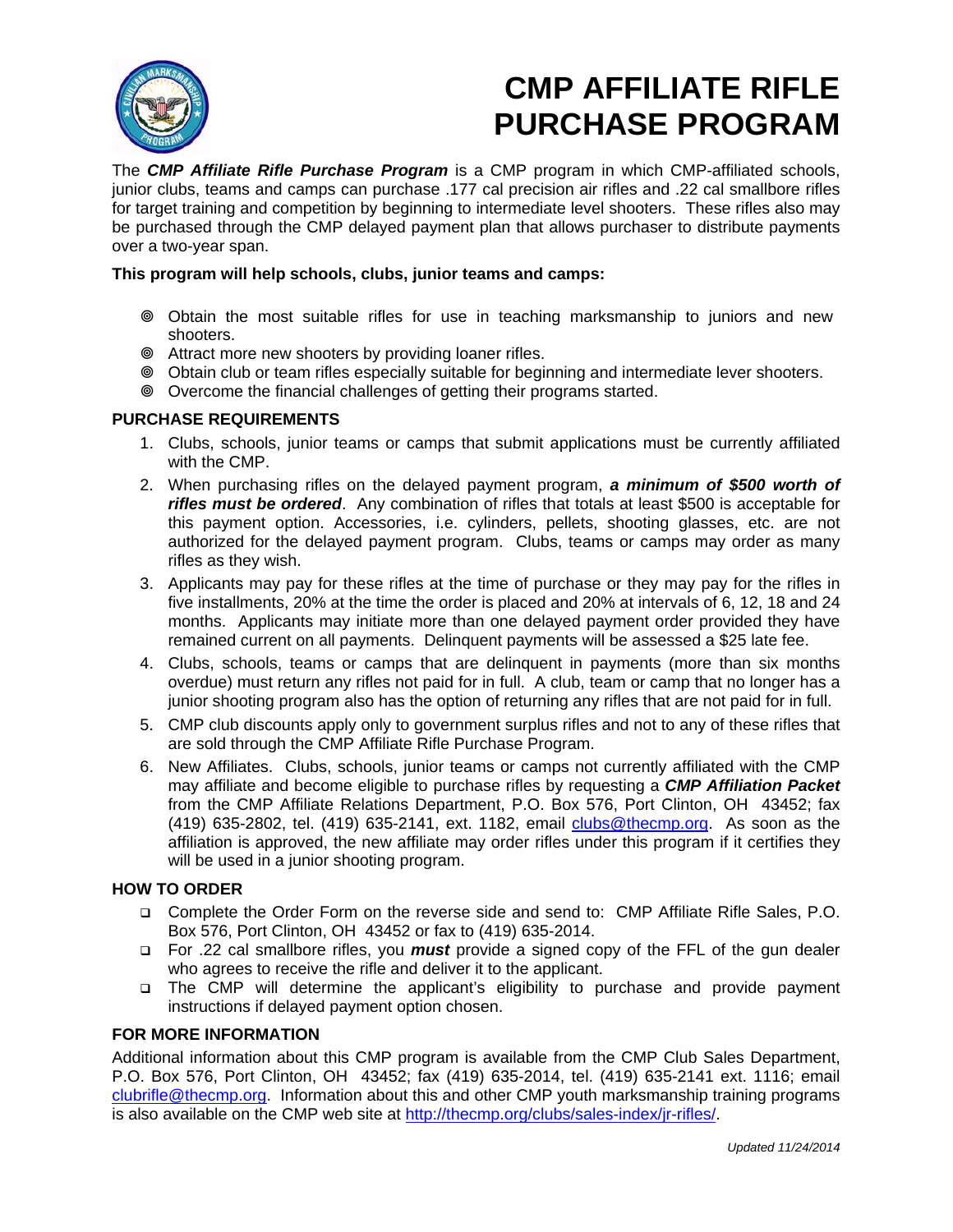# CMP AFFILIATE RIFLE PURCHASE PROGRAM

The ***CMP Affiliate Rifle Purchase Program*** is a CMP program in which CMP-affiliated schools, junior clubs, teams and camps can purchase .177 cal precision air rifles and .22 cal smallbore rifles for target training and competition by beginning to intermediate level shooters. These rifles also may be purchased through the CMP delayed payment plan that allows purchaser to distribute payments over a two-year span.

**This program will help schools, clubs, junior teams and camps:**

- Obtain the most suitable rifles for use in teaching marksmanship to juniors and new shooters.
- Attract more new shooters by providing loaner rifles.
- Obtain club or team rifles especially suitable for beginning and intermediate lever shooters.
- Overcome the financial challenges of getting their programs started.

## PURCHASE REQUIREMENTS

1. Clubs, schools, junior teams or camps that submit applications must be currently affiliated with the CMP.
2. When purchasing rifles on the delayed payment program, ***a minimum of $500 worth of rifles must be ordered***. Any combination of rifles that totals at least $500 is acceptable for this payment option. Accessories, i.e. cylinders, pellets, shooting glasses, etc. are not authorized for the delayed payment program. Clubs, teams or camps may order as many rifles as they wish.
3. Applicants may pay for these rifles at the time of purchase or they may pay for the rifles in five installments, 20% at the time the order is placed and 20% at intervals of 6, 12, 18 and 24 months. Applicants may initiate more than one delayed payment order provided they have remained current on all payments. Delinquent payments will be assessed a $25 late fee.
4. Clubs, schools, teams or camps that are delinquent in payments (more than six months overdue) must return any rifles not paid for in full. A club, team or camp that no longer has a junior shooting program also has the option of returning any rifles that are not paid for in full.
5. CMP club discounts apply only to government surplus rifles and not to any of these rifles that are sold through the CMP Affiliate Rifle Purchase Program.
6. New Affiliates. Clubs, schools, junior teams or camps not currently affiliated with the CMP may affiliate and become eligible to purchase rifles by requesting a ***CMP Affiliation Packet*** from the CMP Affiliate Relations Department, P.O. Box 576, Port Clinton, OH 43452; fax (419) 635-2802, tel. (419) 635-2141, ext. 1182, email clubs@thecmp.org. As soon as the affiliation is approved, the new affiliate may order rifles under this program if it certifies they will be used in a junior shooting program.

## HOW TO ORDER

- Complete the Order Form on the reverse side and send to: CMP Affiliate Rifle Sales, P.O. Box 576, Port Clinton, OH 43452 or fax to (419) 635-2014.
- For .22 cal smallbore rifles, you ***must*** provide a signed copy of the FFL of the gun dealer who agrees to receive the rifle and deliver it to the applicant.
- The CMP will determine the applicant's eligibility to purchase and provide payment instructions if delayed payment option chosen.

## FOR MORE INFORMATION

Additional information about this CMP program is available from the CMP Club Sales Department, P.O. Box 576, Port Clinton, OH 43452; fax (419) 635-2014, tel. (419) 635-2141 ext. 1116; email clubrifle@thecmp.org. Information about this and other CMP youth marksmanship training programs is also available on the CMP web site at http://thecmp.org/clubs/sales-index/jr-rifles/.

*Updated 11/24/2014*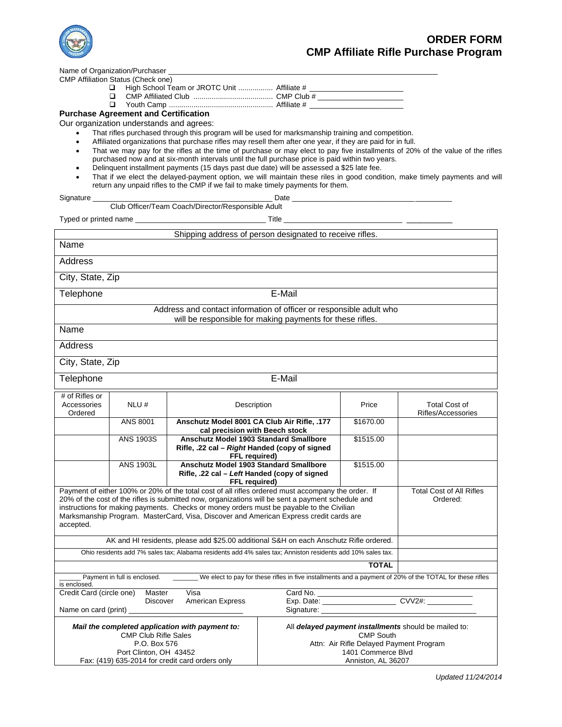# ORDER FORM
## CMP Affiliate Rifle Purchase Program

Name of Organization/Purchaser ____________________________________________

CMP Affiliation Status (Check one)

- ❑ High School Team or JROTC Unit ................. Affiliate # ______________________
- ❑ CMP Affiliated Club ...................................... CMP Club # ______________________
- ❑ Youth Camp ................................................. Affiliate # ______________________

**Purchase Agreement and Certification**

Our organization understands and agrees:

- That rifles purchased through this program will be used for marksmanship training and competition.
- Affiliated organizations that purchase rifles may resell them after one year, if they are paid for in full.
- That we may pay for the rifles at the time of purchase or may elect to pay five installments of 20% of the value of the rifles purchased now and at six-month intervals until the full purchase price is paid within two years.
- Delinquent installment payments (15 days past due date) will be assessed a $25 late fee.
- That if we elect the delayed-payment option, we will maintain these riles in good condition, make timely payments and will return any unpaid rifles to the CMP if we fail to make timely payments for them.

Signature ____________________________________________ Date ______________________________

Club Officer/Team Coach/Director/Responsible Adult

Typed or printed name ________________________________ Title ______________________________

| Shipping address of person designated to receive rifles. | |
|---|---|
| Name | |
| Address | |
| City, State, Zip | |
| Telephone | E-Mail |

| Address and contact information of officer or responsible adult who will be responsible for making payments for these rifles. | |
|---|---|
| Name | |
| Address | |
| City, State, Zip | |
| Telephone | E-Mail |

| # of Rifles or Accessories Ordered | NLU # | Description | Price | Total Cost of Rifles/Accessories |
|---|---|---|---|---|
| | ANS 8001 | **Anschutz Model 8001 CA Club Air Rifle, .177 cal precision with Beech stock** | $1670.00 | |
| | ANS 1903S | **Anschutz Model 1903 Standard Smallbore Rifle, .22 cal – *Right* Handed (copy of signed FFL required)** | $1515.00 | |
| | ANS 1903L | **Anschutz Model 1903 Standard Smallbore Rifle, .22 cal – *Left* Handed (copy of signed FFL required)** | $1515.00 | |
| Payment of either 100% or 20% of the total cost of all rifles ordered must accompany the order. If 20% of the cost of the rifles is submitted now, organizations will be sent a payment schedule and instructions for making payments. Checks or money orders must be payable to the Civilian Marksmanship Program. MasterCard, Visa, Discover and American Express credit cards are accepted. | | | | Total Cost of All Rifles Ordered: |
| AK and HI residents, please add $25.00 additional S&H on each Anschutz Rifle ordered. | | | | |
| Ohio residents add 7% sales tax; Alabama residents add 4% sales tax; Anniston residents add 10% sales tax. | | | | |
| **TOTAL** | | | | |

______ Payment in full is enclosed. _______ We elect to pay for these rifles in five installments and a payment of 20% of the TOTAL for these rifles is enclosed.

Credit Card (circle one) Master Visa Discover American Express

Name on card (print) ____________________________

Card No. ______________________________________

Exp. Date: __________________ CVV2#: ___________

Signature: _____________________________________

***Mail the completed application with payment to:***

CMP Club Rifle Sales
P.O. Box 576
Port Clinton, OH 43452
Fax: (419) 635-2014 for credit card orders only

All ***delayed payment installments*** should be mailed to:

CMP South
Attn: Air Rifle Delayed Payment Program
1401 Commerce Blvd
Anniston, AL 36207

*Updated 11/24/2014*